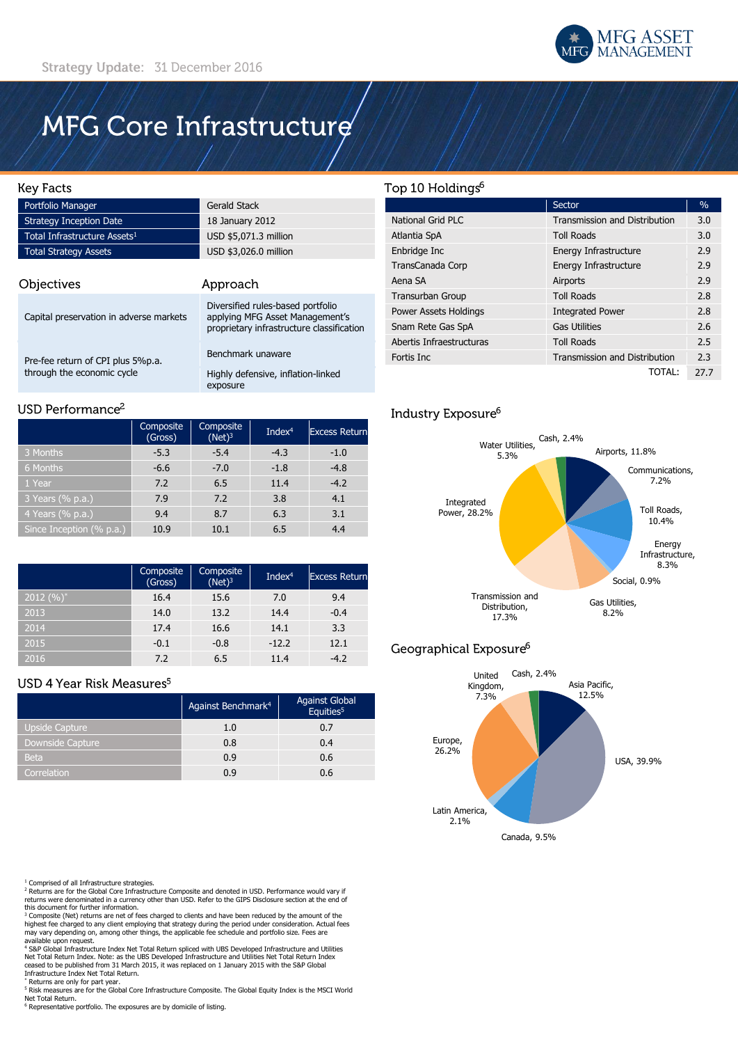Strategy Update: 31 December 2016

# MFG Core Infrastructure

## Key Facts

| | |
|---|---|
| Portfolio Manager | Gerald Stack |
| Strategy Inception Date | 18 January 2012 |
| Total Infrastructure Assets[1] | USD $5,071.3 million |
| Total Strategy Assets | USD $3,026.0 million |

## Objectives / Approach

| Objectives | Approach |
|---|---|
| Capital preservation in adverse markets | Diversified rules-based portfolio applying MFG Asset Management's proprietary infrastructure classification |
| Pre-fee return of CPI plus 5%p.a. through the economic cycle | Benchmark unaware |
| | Highly defensive, inflation-linked exposure |

## USD Performance[2]

| | Composite (Gross) | Composite (Net)[3] | Index[4] | Excess Return |
|---|---|---|---|---|
| 3 Months | -5.3 | -5.4 | -4.3 | -1.0 |
| 6 Months | -6.6 | -7.0 | -1.8 | -4.8 |
| 1 Year | 7.2 | 6.5 | 11.4 | -4.2 |
| 3 Years (% p.a.) | 7.9 | 7.2 | 3.8 | 4.1 |
| 4 Years (% p.a.) | 9.4 | 8.7 | 6.3 | 3.1 |
| Since Inception (% p.a.) | 10.9 | 10.1 | 6.5 | 4.4 |

| | Composite (Gross) | Composite (Net)[3] | Index[4] | Excess Return |
|---|---|---|---|---|
| 2012 (%)* | 16.4 | 15.6 | 7.0 | 9.4 |
| 2013 | 14.0 | 13.2 | 14.4 | -0.4 |
| 2014 | 17.4 | 16.6 | 14.1 | 3.3 |
| 2015 | -0.1 | -0.8 | -12.2 | 12.1 |
| 2016 | 7.2 | 6.5 | 11.4 | -4.2 |

## USD 4 Year Risk Measures[5]

| | Against Benchmark[4] | Against Global Equities[5] |
|---|---|---|
| Upside Capture | 1.0 | 0.7 |
| Downside Capture | 0.8 | 0.4 |
| Beta | 0.9 | 0.6 |
| Correlation | 0.9 | 0.6 |

## Top 10 Holdings[6]

| | Sector | % |
|---|---|---|
| National Grid PLC | Transmission and Distribution | 3.0 |
| Atlantia SpA | Toll Roads | 3.0 |
| Enbridge Inc | Energy Infrastructure | 2.9 |
| TransCanada Corp | Energy Infrastructure | 2.9 |
| Aena SA | Airports | 2.9 |
| Transurban Group | Toll Roads | 2.8 |
| Power Assets Holdings | Integrated Power | 2.8 |
| Snam Rete Gas SpA | Gas Utilities | 2.6 |
| Abertis Infraestructuras | Toll Roads | 2.5 |
| Fortis Inc | Transmission and Distribution | 2.3 |
| | TOTAL: | 27.7 |

## Industry Exposure[6]

- Airports, 11.8%
- Communications, 7.2%
- Toll Roads, 10.4%
- Energy Infrastructure, 8.3%
- Social, 0.9%
- Gas Utilities, 8.2%
- Transmission and Distribution, 17.3%
- Integrated Power, 28.2%
- Water Utilities, 5.3%
- Cash, 2.4%

## Geographical Exposure[6]

- Asia Pacific, 12.5%
- USA, 39.9%
- Canada, 9.5%
- Latin America, 2.1%
- Europe, 26.2%
- United Kingdom, 7.3%
- Cash, 2.4%

[1] Comprised of all Infrastructure strategies.
[2] Returns are for the Global Core Infrastructure Composite and denoted in USD. Performance would vary if returns were denominated in a currency other than USD. Refer to the GIPS Disclosure section at the end of this document for further information.
[3] Composite (Net) returns are net of fees charged to clients and have been reduced by the amount of the highest fee charged to any client employing that strategy during the period under consideration. Actual fees may vary depending on, among other things, the applicable fee schedule and portfolio size. Fees are available upon request.
[4] S&P Global Infrastructure Index Net Total Return spliced with UBS Developed Infrastructure and Utilities Net Total Return Index. Note: as the UBS Developed Infrastructure and Utilities Net Total Return Index ceased to be published from 31 March 2015, it was replaced on 1 January 2015 with the S&P Global Infrastructure Index Net Total Return.
* Returns are only for part year.
[5] Risk measures are for the Global Core Infrastructure Composite. The Global Equity Index is the MSCI World Net Total Return.
[6] Representative portfolio. The exposures are by domicile of listing.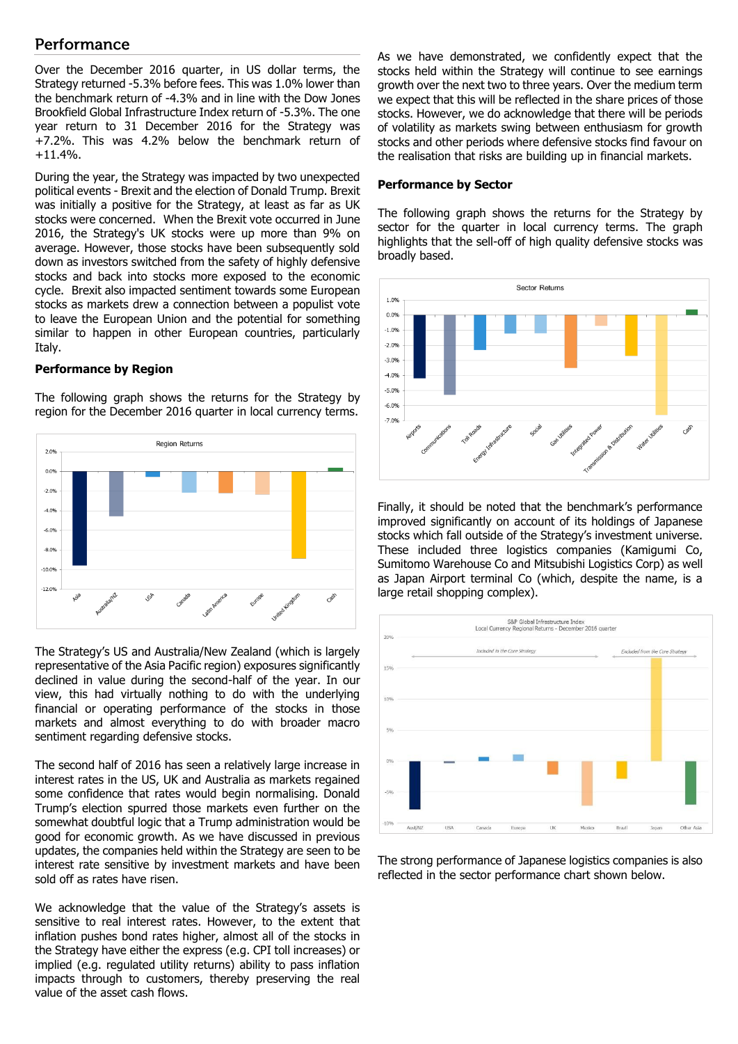## Performance

Over the December 2016 quarter, in US dollar terms, the Strategy returned -5.3% before fees. This was 1.0% lower than the benchmark return of -4.3% and in line with the Dow Jones Brookfield Global Infrastructure Index return of -5.3%. The one year return to 31 December 2016 for the Strategy was +7.2%. This was 4.2% below the benchmark return of +11.4%.

During the year, the Strategy was impacted by two unexpected political events - Brexit and the election of Donald Trump. Brexit was initially a positive for the Strategy, at least as far as UK stocks were concerned. When the Brexit vote occurred in June 2016, the Strategy's UK stocks were up more than 9% on average. However, those stocks have been subsequently sold down as investors switched from the safety of highly defensive stocks and back into stocks more exposed to the economic cycle. Brexit also impacted sentiment towards some European stocks as markets drew a connection between a populist vote to leave the European Union and the potential for something similar to happen in other European countries, particularly Italy.

### Performance by Region

The following graph shows the returns for the Strategy by region for the December 2016 quarter in local currency terms.

The Strategy's US and Australia/New Zealand (which is largely representative of the Asia Pacific region) exposures significantly declined in value during the second-half of the year. In our view, this had virtually nothing to do with the underlying financial or operating performance of the stocks in those markets and almost everything to do with broader macro sentiment regarding defensive stocks.

The second half of 2016 has seen a relatively large increase in interest rates in the US, UK and Australia as markets regained some confidence that rates would begin normalising. Donald Trump's election spurred those markets even further on the somewhat doubtful logic that a Trump administration would be good for economic growth. As we have discussed in previous updates, the companies held within the Strategy are seen to be interest rate sensitive by investment markets and have been sold off as rates have risen.

We acknowledge that the value of the Strategy's assets is sensitive to real interest rates. However, to the extent that inflation pushes bond rates higher, almost all of the stocks in the Strategy have either the express (e.g. CPI toll increases) or implied (e.g. regulated utility returns) ability to pass inflation impacts through to customers, thereby preserving the real value of the asset cash flows.

As we have demonstrated, we confidently expect that the stocks held within the Strategy will continue to see earnings growth over the next two to three years. Over the medium term we expect that this will be reflected in the share prices of those stocks. However, we do acknowledge that there will be periods of volatility as markets swing between enthusiasm for growth stocks and other periods where defensive stocks find favour on the realisation that risks are building up in financial markets.

### Performance by Sector

The following graph shows the returns for the Strategy by sector for the quarter in local currency terms. The graph highlights that the sell-off of high quality defensive stocks was broadly based.

Finally, it should be noted that the benchmark's performance improved significantly on account of its holdings of Japanese stocks which fall outside of the Strategy's investment universe. These included three logistics companies (Kamigumi Co, Sumitomo Warehouse Co and Mitsubishi Logistics Corp) as well as Japan Airport terminal Co (which, despite the name, is a large retail shopping complex).

The strong performance of Japanese logistics companies is also reflected in the sector performance chart shown below.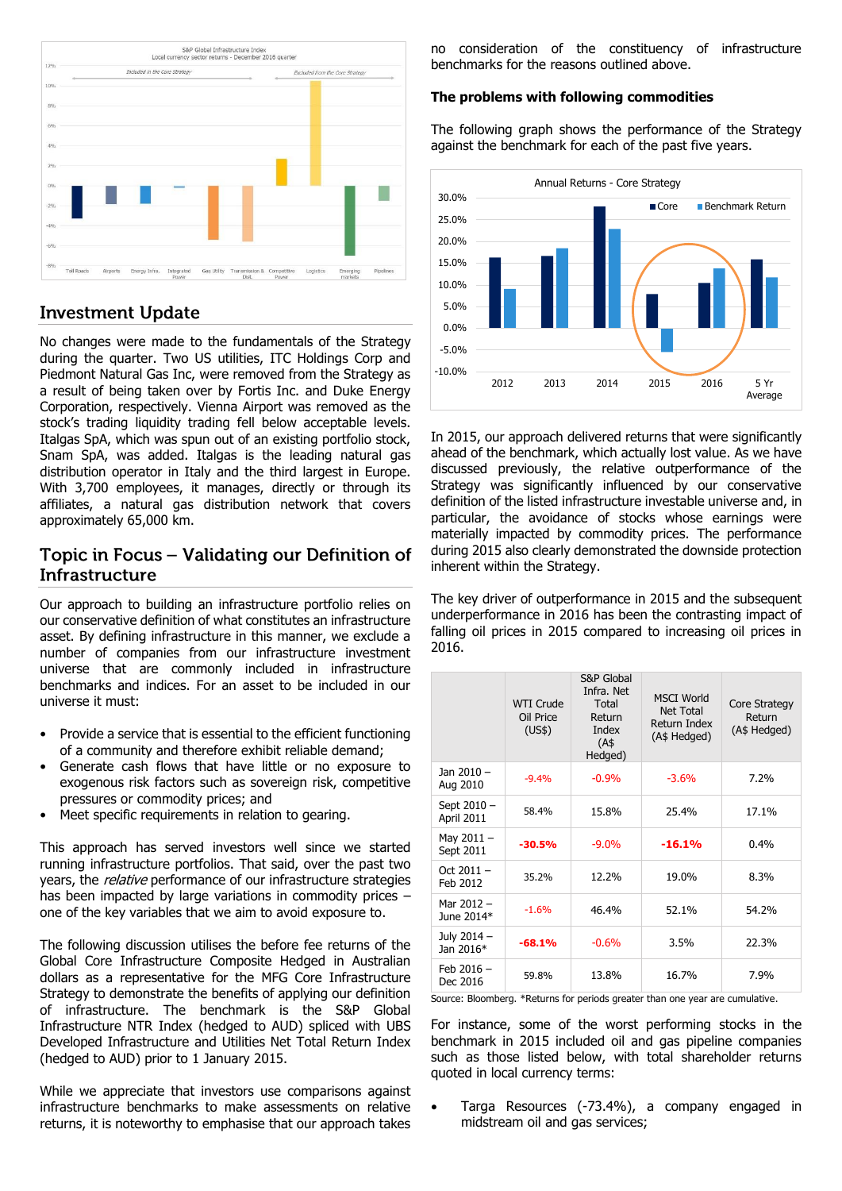S&P Global Infrastructure Index
Local currency sector returns - December 2016 quarter

Included in the Core Strategy — Excluded from the Core Strategy

Toll Roads, Airports, Energy Infra., Integrated Power, Gas Utility, Transmission & Dist., Competitive Power, Logistics, Emerging markets, Pipelines

## Investment Update

No changes were made to the fundamentals of the Strategy during the quarter. Two US utilities, ITC Holdings Corp and Piedmont Natural Gas Inc, were removed from the Strategy as a result of being taken over by Fortis Inc. and Duke Energy Corporation, respectively. Vienna Airport was removed as the stock's trading liquidity trading fell below acceptable levels. Italgas SpA, which was spun out of an existing portfolio stock, Snam SpA, was added. Italgas is the leading natural gas distribution operator in Italy and the third largest in Europe. With 3,700 employees, it manages, directly or through its affiliates, a natural gas distribution network that covers approximately 65,000 km.

## Topic in Focus – Validating our Definition of Infrastructure

Our approach to building an infrastructure portfolio relies on our conservative definition of what constitutes an infrastructure asset. By defining infrastructure in this manner, we exclude a number of companies from our infrastructure investment universe that are commonly included in infrastructure benchmarks and indices. For an asset to be included in our universe it must:

- Provide a service that is essential to the efficient functioning of a community and therefore exhibit reliable demand;
- Generate cash flows that have little or no exposure to exogenous risk factors such as sovereign risk, competitive pressures or commodity prices; and
- Meet specific requirements in relation to gearing.

This approach has served investors well since we started running infrastructure portfolios. That said, over the past two years, the *relative* performance of our infrastructure strategies has been impacted by large variations in commodity prices – one of the key variables that we aim to avoid exposure to.

The following discussion utilises the before fee returns of the Global Core Infrastructure Composite Hedged in Australian dollars as a representative for the MFG Core Infrastructure Strategy to demonstrate the benefits of applying our definition of infrastructure. The benchmark is the S&P Global Infrastructure NTR Index (hedged to AUD) spliced with UBS Developed Infrastructure and Utilities Net Total Return Index (hedged to AUD) prior to 1 January 2015.

While we appreciate that investors use comparisons against infrastructure benchmarks to make assessments on relative returns, it is noteworthy to emphasise that our approach takes no consideration of the constituency of infrastructure benchmarks for the reasons outlined above.

### The problems with following commodities

The following graph shows the performance of the Strategy against the benchmark for each of the past five years.

Annual Returns - Core Strategy

■ Core ■ Benchmark Return

2012, 2013, 2014, 2015, 2016, 5 Yr Average

In 2015, our approach delivered returns that were significantly ahead of the benchmark, which actually lost value. As we have discussed previously, the relative outperformance of the Strategy was significantly influenced by our conservative definition of the listed infrastructure investable universe and, in particular, the avoidance of stocks whose earnings were materially impacted by commodity prices. The performance during 2015 also clearly demonstrated the downside protection inherent within the Strategy.

The key driver of outperformance in 2015 and the subsequent underperformance in 2016 has been the contrasting impact of falling oil prices in 2015 compared to increasing oil prices in 2016.

| | WTI Crude Oil Price (US$) | S&P Global Infra. Net Total Return Index (A$ Hedged) | MSCI World Net Total Return Index (A$ Hedged) | Core Strategy Return (A$ Hedged) |
|---|---|---|---|---|
| Jan 2010 – Aug 2010 | -9.4% | -0.9% | -3.6% | 7.2% |
| Sept 2010 – April 2011 | 58.4% | 15.8% | 25.4% | 17.1% |
| May 2011 – Sept 2011 | **-30.5%** | -9.0% | **-16.1%** | 0.4% |
| Oct 2011 – Feb 2012 | 35.2% | 12.2% | 19.0% | 8.3% |
| Mar 2012 – June 2014* | -1.6% | 46.4% | 52.1% | 54.2% |
| July 2014 – Jan 2016* | **-68.1%** | -0.6% | 3.5% | 22.3% |
| Feb 2016 – Dec 2016 | 59.8% | 13.8% | 16.7% | 7.9% |

Source: Bloomberg. *Returns for periods greater than one year are cumulative.

For instance, some of the worst performing stocks in the benchmark in 2015 included oil and gas pipeline companies such as those listed below, with total shareholder returns quoted in local currency terms:

- Targa Resources (-73.4%), a company engaged in midstream oil and gas services;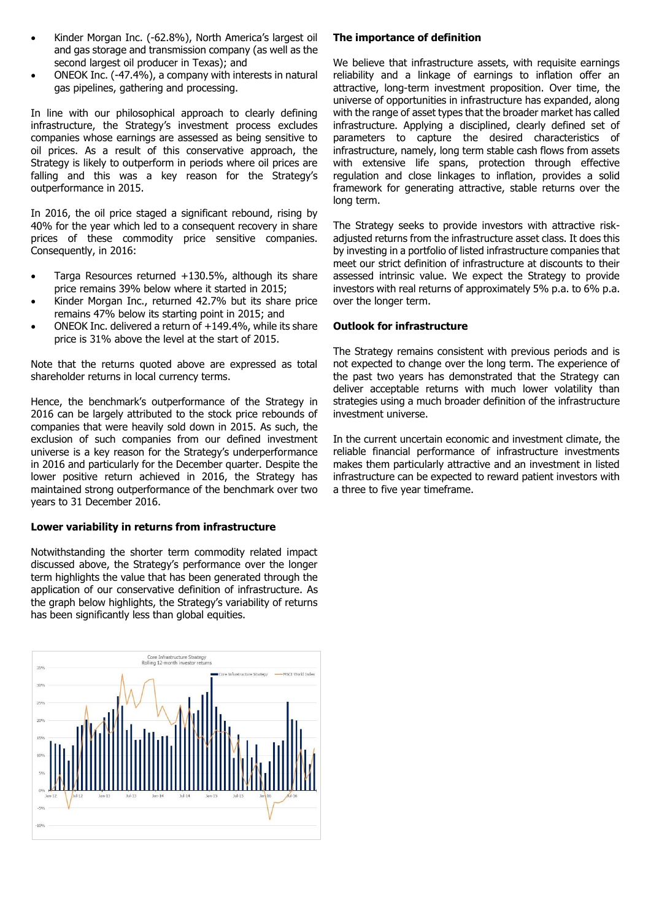- Kinder Morgan Inc. (-62.8%), North America's largest oil and gas storage and transmission company (as well as the second largest oil producer in Texas); and
- ONEOK Inc. (-47.4%), a company with interests in natural gas pipelines, gathering and processing.

In line with our philosophical approach to clearly defining infrastructure, the Strategy's investment process excludes companies whose earnings are assessed as being sensitive to oil prices. As a result of this conservative approach, the Strategy is likely to outperform in periods where oil prices are falling and this was a key reason for the Strategy's outperformance in 2015.

In 2016, the oil price staged a significant rebound, rising by 40% for the year which led to a consequent recovery in share prices of these commodity price sensitive companies. Consequently, in 2016:

- Targa Resources returned +130.5%, although its share price remains 39% below where it started in 2015;
- Kinder Morgan Inc., returned 42.7% but its share price remains 47% below its starting point in 2015; and
- ONEOK Inc. delivered a return of +149.4%, while its share price is 31% above the level at the start of 2015.

Note that the returns quoted above are expressed as total shareholder returns in local currency terms.

Hence, the benchmark's outperformance of the Strategy in 2016 can be largely attributed to the stock price rebounds of companies that were heavily sold down in 2015. As such, the exclusion of such companies from our defined investment universe is a key reason for the Strategy's underperformance in 2016 and particularly for the December quarter. Despite the lower positive return achieved in 2016, the Strategy has maintained strong outperformance of the benchmark over two years to 31 December 2016.

### Lower variability in returns from infrastructure

Notwithstanding the shorter term commodity related impact discussed above, the Strategy's performance over the longer term highlights the value that has been generated through the application of our conservative definition of infrastructure. As the graph below highlights, the Strategy's variability of returns has been significantly less than global equities.

### The importance of definition

We believe that infrastructure assets, with requisite earnings reliability and a linkage of earnings to inflation offer an attractive, long-term investment proposition. Over time, the universe of opportunities in infrastructure has expanded, along with the range of asset types that the broader market has called infrastructure. Applying a disciplined, clearly defined set of parameters to capture the desired characteristics of infrastructure, namely, long term stable cash flows from assets with extensive life spans, protection through effective regulation and close linkages to inflation, provides a solid framework for generating attractive, stable returns over the long term.

The Strategy seeks to provide investors with attractive risk-adjusted returns from the infrastructure asset class. It does this by investing in a portfolio of listed infrastructure companies that meet our strict definition of infrastructure at discounts to their assessed intrinsic value. We expect the Strategy to provide investors with real returns of approximately 5% p.a. to 6% p.a. over the longer term.

### Outlook for infrastructure

The Strategy remains consistent with previous periods and is not expected to change over the long term. The experience of the past two years has demonstrated that the Strategy can deliver acceptable returns with much lower volatility than strategies using a much broader definition of the infrastructure investment universe.

In the current uncertain economic and investment climate, the reliable financial performance of infrastructure investments makes them particularly attractive and an investment in listed infrastructure can be expected to reward patient investors with a three to five year timeframe.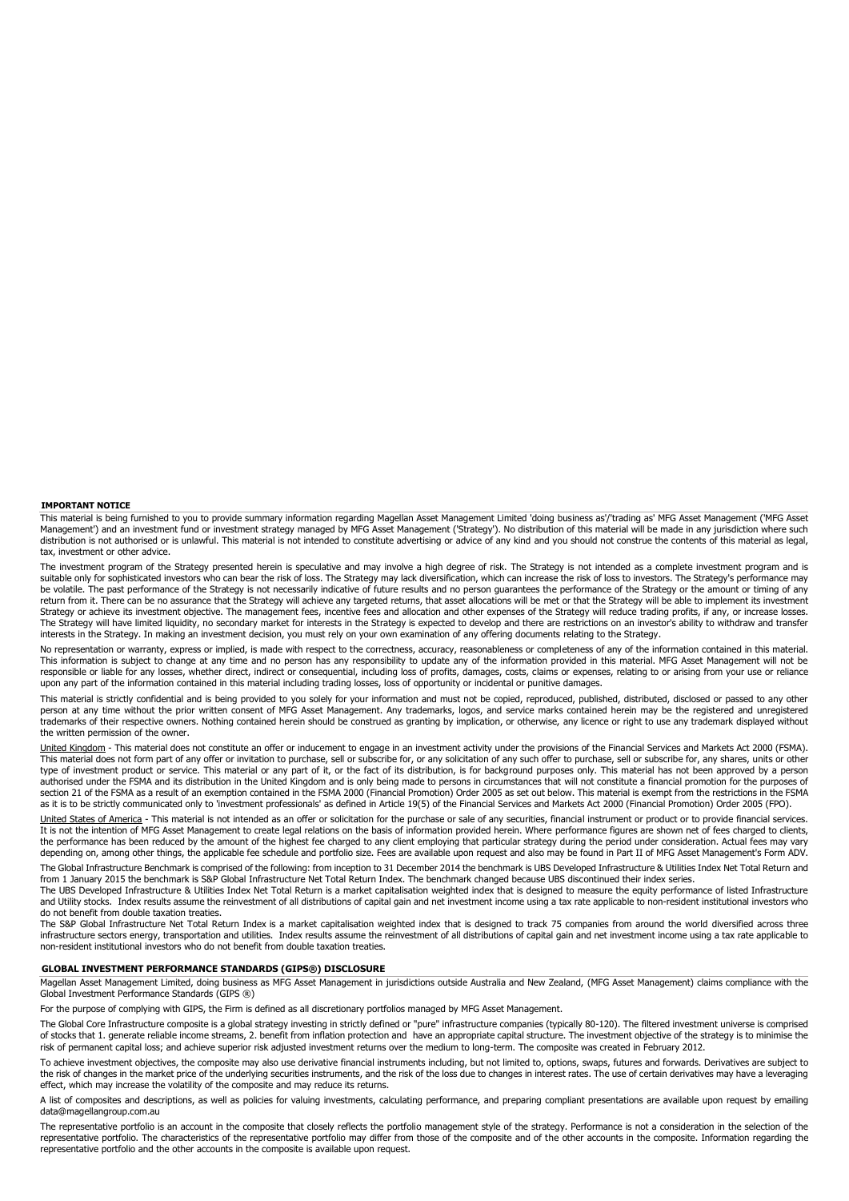**IMPORTANT NOTICE**

This material is being furnished to you to provide summary information regarding Magellan Asset Management Limited 'doing business as'/'trading as' MFG Asset Management ('MFG Asset Management') and an investment fund or investment strategy managed by MFG Asset Management ('Strategy'). No distribution of this material will be made in any jurisdiction where such distribution is not authorised or is unlawful. This material is not intended to constitute advertising or advice of any kind and you should not construe the contents of this material as legal, tax, investment or other advice.

The investment program of the Strategy presented herein is speculative and may involve a high degree of risk. The Strategy is not intended as a complete investment program and is suitable only for sophisticated investors who can bear the risk of loss. The Strategy may lack diversification, which can increase the risk of loss to investors. The Strategy's performance may be volatile. The past performance of the Strategy is not necessarily indicative of future results and no person guarantees the performance of the Strategy or the amount or timing of any return from it. There can be no assurance that the Strategy will achieve any targeted returns, that asset allocations will be met or that the Strategy will be able to implement its investment Strategy or achieve its investment objective. The management fees, incentive fees and allocation and other expenses of the Strategy will reduce trading profits, if any, or increase losses. The Strategy will have limited liquidity, no secondary market for interests in the Strategy is expected to develop and there are restrictions on an investor's ability to withdraw and transfer interests in the Strategy. In making an investment decision, you must rely on your own examination of any offering documents relating to the Strategy.

No representation or warranty, express or implied, is made with respect to the correctness, accuracy, reasonableness or completeness of any of the information contained in this material. This information is subject to change at any time and no person has any responsibility to update any of the information provided in this material. MFG Asset Management will not be responsible or liable for any losses, whether direct, indirect or consequential, including loss of profits, damages, costs, claims or expenses, relating to or arising from your use or reliance upon any part of the information contained in this material including trading losses, loss of opportunity or incidental or punitive damages.

This material is strictly confidential and is being provided to you solely for your information and must not be copied, reproduced, published, distributed, disclosed or passed to any other person at any time without the prior written consent of MFG Asset Management. Any trademarks, logos, and service marks contained herein may be the registered and unregistered trademarks of their respective owners. Nothing contained herein should be construed as granting by implication, or otherwise, any licence or right to use any trademark displayed without the written permission of the owner.

United Kingdom - This material does not constitute an offer or inducement to engage in an investment activity under the provisions of the Financial Services and Markets Act 2000 (FSMA). This material does not form part of any offer or invitation to purchase, sell or subscribe for, or any solicitation of any such offer to purchase, sell or subscribe for, any shares, units or other type of investment product or service. This material or any part of it, or the fact of its distribution, is for background purposes only. This material has not been approved by a person authorised under the FSMA and its distribution in the United Kingdom and is only being made to persons in circumstances that will not constitute a financial promotion for the purposes of section 21 of the FSMA as a result of an exemption contained in the FSMA 2000 (Financial Promotion) Order 2005 as set out below. This material is exempt from the restrictions in the FSMA as it is to be strictly communicated only to 'investment professionals' as defined in Article 19(5) of the Financial Services and Markets Act 2000 (Financial Promotion) Order 2005 (FPO).

United States of America - This material is not intended as an offer or solicitation for the purchase or sale of any securities, financial instrument or product or to provide financial services. It is not the intention of MFG Asset Management to create legal relations on the basis of information provided herein. Where performance figures are shown net of fees charged to clients, the performance has been reduced by the amount of the highest fee charged to any client employing that particular strategy during the period under consideration. Actual fees may vary depending on, among other things, the applicable fee schedule and portfolio size. Fees are available upon request and also may be found in Part II of MFG Asset Management's Form ADV.

The Global Infrastructure Benchmark is comprised of the following: from inception to 31 December 2014 the benchmark is UBS Developed Infrastructure & Utilities Index Net Total Return and from 1 January 2015 the benchmark is S&P Global Infrastructure Net Total Return Index. The benchmark changed because UBS discontinued their index series.

The UBS Developed Infrastructure & Utilities Index Net Total Return is a market capitalisation weighted index that is designed to measure the equity performance of listed Infrastructure and Utility stocks. Index results assume the reinvestment of all distributions of capital gain and net investment income using a tax rate applicable to non-resident institutional investors who do not benefit from double taxation treaties.

The S&P Global Infrastructure Net Total Return Index is a market capitalisation weighted index that is designed to track 75 companies from around the world diversified across three infrastructure sectors energy, transportation and utilities. Index results assume the reinvestment of all distributions of capital gain and net investment income using a tax rate applicable to non-resident institutional investors who do not benefit from double taxation treaties.

**GLOBAL INVESTMENT PERFORMANCE STANDARDS (GIPS®) DISCLOSURE**

Magellan Asset Management Limited, doing business as MFG Asset Management in jurisdictions outside Australia and New Zealand, (MFG Asset Management) claims compliance with the Global Investment Performance Standards (GIPS ®)

For the purpose of complying with GIPS, the Firm is defined as all discretionary portfolios managed by MFG Asset Management.

The Global Core Infrastructure composite is a global strategy investing in strictly defined or "pure" infrastructure companies (typically 80-120). The filtered investment universe is comprised of stocks that 1. generate reliable income streams, 2. benefit from inflation protection and have an appropriate capital structure. The investment objective of the strategy is to minimise the risk of permanent capital loss; and achieve superior risk adjusted investment returns over the medium to long-term. The composite was created in February 2012.

To achieve investment objectives, the composite may also use derivative financial instruments including, but not limited to, options, swaps, futures and forwards. Derivatives are subject to the risk of changes in the market price of the underlying securities instruments, and the risk of the loss due to changes in interest rates. The use of certain derivatives may have a leveraging effect, which may increase the volatility of the composite and may reduce its returns.

A list of composites and descriptions, as well as policies for valuing investments, calculating performance, and preparing compliant presentations are available upon request by emailing data@magellangroup.com.au

The representative portfolio is an account in the composite that closely reflects the portfolio management style of the strategy. Performance is not a consideration in the selection of the representative portfolio. The characteristics of the representative portfolio may differ from those of the composite and of the other accounts in the composite. Information regarding the representative portfolio and the other accounts in the composite is available upon request.